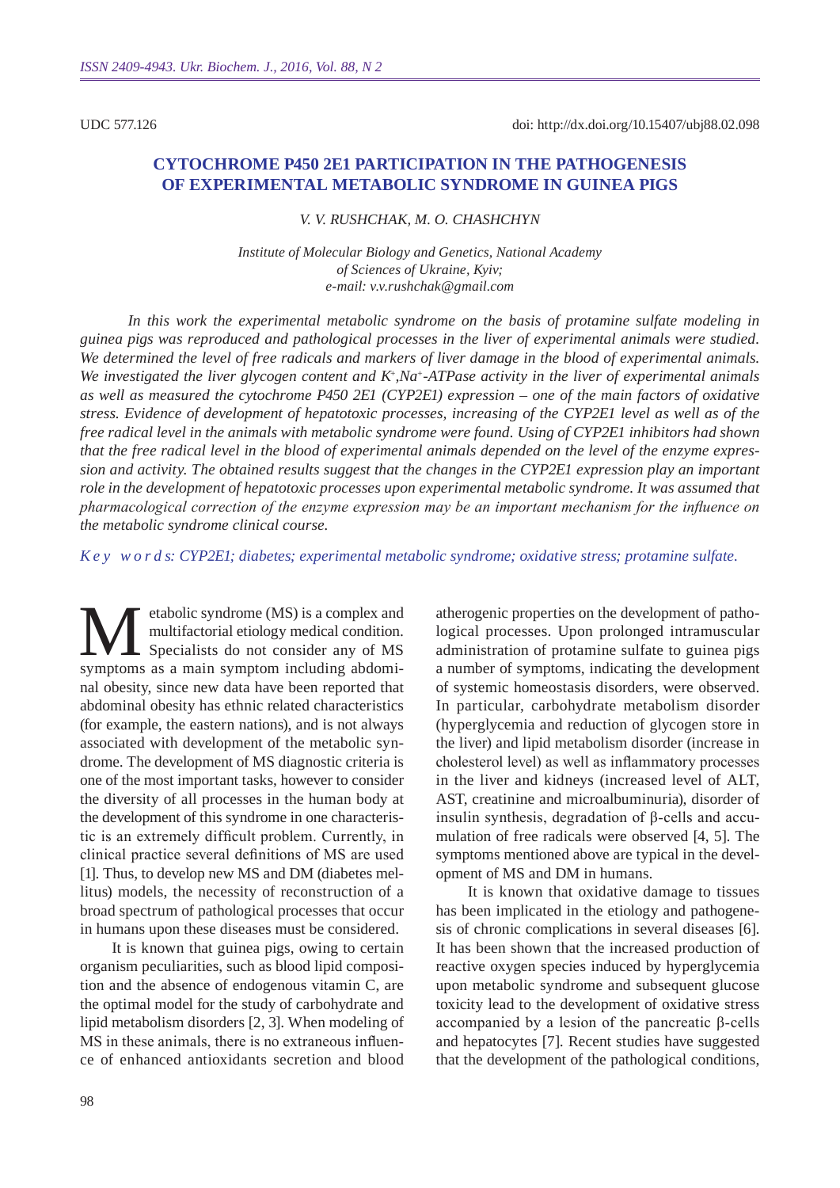UDC 577.126

doi: http://dx.doi.org/10.15407/ubj88.02.098

# CYTOCHROME P450 2E1 PARTICIPATION IN THE PATHOGENESIS OF EXPERIMENTAL METABOLIC SYNDROME IN GUINEA PIGS

*V. V. RUSHCHAK, M. O. CHASHCHYN*

*Institute of Molecular Biology and Genetics, National Academy of Sciences of Ukraine, Kyiv;*
*e-mail: v.v.rushchak@gmail.com*

*In this work the experimental metabolic syndrome on the basis of protamine sulfate modeling in guinea pigs was reproduced and pathological processes in the liver of experimental animals were studied. We determined the level of free radicals and markers of liver damage in the blood of experimental animals. We investigated the liver glycogen content and $K^+$,$Na^+$-ATPase activity in the liver of experimental animals as well as measured the cytochrome P450 2E1 (CYP2E1) expression – one of the main factors of oxidative stress. Evidence of development of hepatotoxic processes, increasing of the CYP2E1 level as well as of the free radical level in the animals with metabolic syndrome were found. Using of CYP2E1 inhibitors had shown that the free radical level in the blood of experimental animals depended on the level of the enzyme expression and activity. The obtained results suggest that the changes in the CYP2E1 expression play an important role in the development of hepatotoxic processes upon experimental metabolic syndrome. It was assumed that pharmacological correction of the enzyme expression may be an important mechanism for the influence on the metabolic syndrome clinical course.*

*K e y w o r d s: CYP2E1; diabetes; experimental metabolic syndrome; oxidative stress; protamine sulfate.*

Metabolic syndrome (MS) is a complex and multifactorial etiology medical condition. Specialists do not consider any of MS symptoms as a main symptom including abdominal obesity, since new data have been reported that abdominal obesity has ethnic related characteristics (for example, the eastern nations), and is not always associated with development of the metabolic syndrome. The development of MS diagnostic criteria is one of the most important tasks, however to consider the diversity of all processes in the human body at the development of this syndrome in one characteristic is an extremely difficult problem. Currently, in clinical practice several definitions of MS are used [1]. Thus, to develop new MS and DM (diabetes mellitus) models, the necessity of reconstruction of a broad spectrum of pathological processes that occur in humans upon these diseases must be considered.

It is known that guinea pigs, owing to certain organism peculiarities, such as blood lipid composition and the absence of endogenous vitamin C, are the optimal model for the study of carbohydrate and lipid metabolism disorders [2, 3]. When modeling of MS in these animals, there is no extraneous influence of enhanced antioxidants secretion and blood atherogenic properties on the development of pathological processes. Upon prolonged intramuscular administration of protamine sulfate to guinea pigs a number of symptoms, indicating the development of systemic homeostasis disorders, were observed. In particular, carbohydrate metabolism disorder (hyperglycemia and reduction of glycogen store in the liver) and lipid metabolism disorder (increase in cholesterol level) as well as inflammatory processes in the liver and kidneys (increased level of ALT, AST, creatinine and microalbuminuria), disorder of insulin synthesis, degradation of β-cells and accumulation of free radicals were observed [4, 5]. The symptoms mentioned above are typical in the development of MS and DM in humans.

It is known that oxidative damage to tissues has been implicated in the etiology and pathogenesis of chronic complications in several diseases [6]. It has been shown that the increased production of reactive oxygen species induced by hyperglycemia upon metabolic syndrome and subsequent glucose toxicity lead to the development of oxidative stress accompanied by a lesion of the pancreatic β-cells and hepatocytes [7]. Recent studies have suggested that the development of the pathological conditions,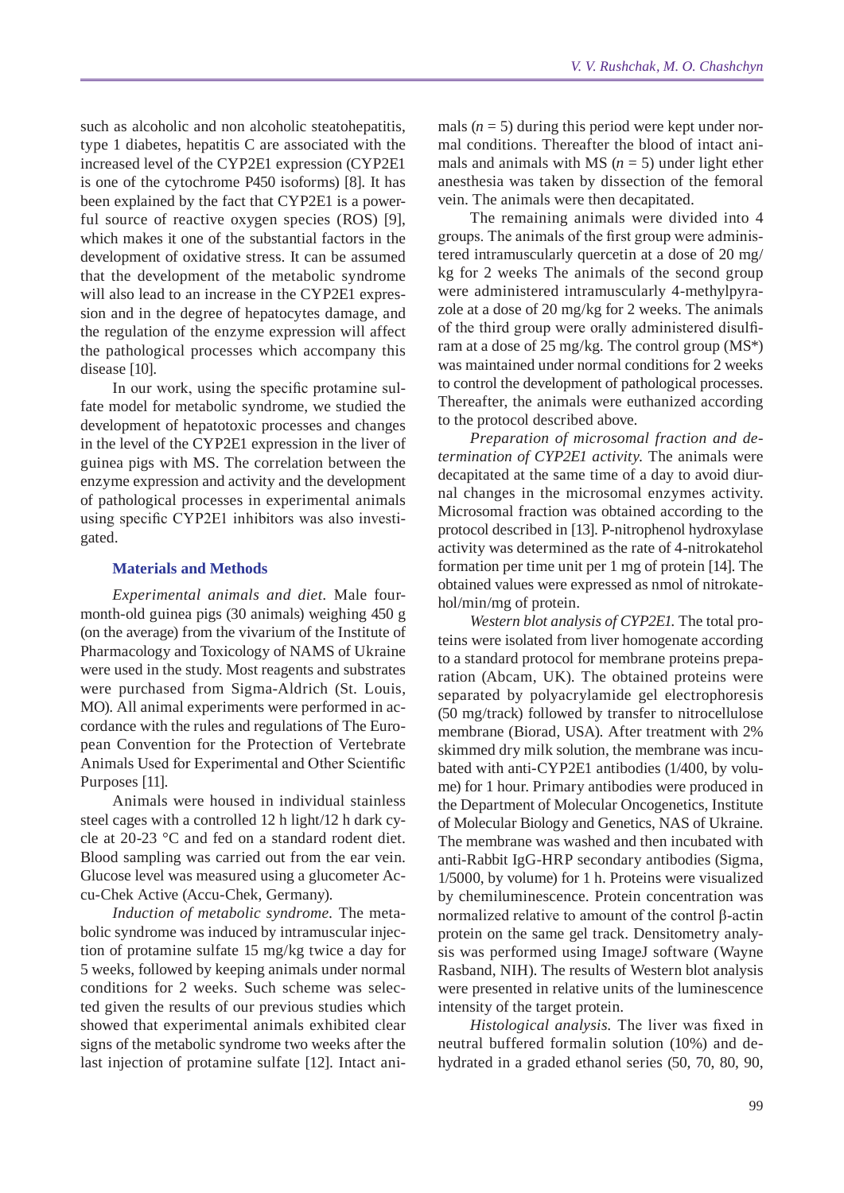such as alcoholic and non alcoholic steatohepatitis, type 1 diabetes, hepatitis C are associated with the increased level of the CYP2E1 expression (CYP2E1 is one of the cytochrome P450 isoforms) [8]. It has been explained by the fact that CYP2E1 is a powerful source of reactive oxygen species (ROS) [9], which makes it one of the substantial factors in the development of oxidative stress. It can be assumed that the development of the metabolic syndrome will also lead to an increase in the CYP2E1 expression and in the degree of hepatocytes damage, and the regulation of the enzyme expression will affect the pathological processes which accompany this disease [10].

In our work, using the specific protamine sulfate model for metabolic syndrome, we studied the development of hepatotoxic processes and changes in the level of the CYP2E1 expression in the liver of guinea pigs with MS. The correlation between the enzyme expression and activity and the development of pathological processes in experimental animals using specific CYP2E1 inhibitors was also investigated.

## Materials and Methods

*Experimental animals and diet.* Male four-month-old guinea pigs (30 animals) weighing 450 g (on the average) from the vivarium of the Institute of Pharmacology and Toxicology of NAMS of Ukraine were used in the study. Most reagents and substrates were purchased from Sigma-Aldrich (St. Louis, MO). All animal experiments were performed in accordance with the rules and regulations of The European Convention for the Protection of Vertebrate Animals Used for Experimental and Other Scientific Purposes [11].

Animals were housed in individual stainless steel cages with a controlled 12 h light/12 h dark cycle at 20-23 °C and fed on a standard rodent diet. Blood sampling was carried out from the ear vein. Glucose level was measured using a glucometer Accu-Chek Active (Accu-Chek, Germany).

*Induction of metabolic syndrome.* The metabolic syndrome was induced by intramuscular injection of protamine sulfate 15 mg/kg twice a day for 5 weeks, followed by keeping animals under normal conditions for 2 weeks. Such scheme was selected given the results of our previous studies which showed that experimental animals exhibited clear signs of the metabolic syndrome two weeks after the last injection of protamine sulfate [12]. Intact animals ($n = 5$) during this period were kept under normal conditions. Thereafter the blood of intact animals and animals with MS ($n = 5$) under light ether anesthesia was taken by dissection of the femoral vein. The animals were then decapitated.

The remaining animals were divided into 4 groups. The animals of the first group were administered intramuscularly quercetin at a dose of 20 mg/kg for 2 weeks The animals of the second group were administered intramuscularly 4-methylpyrazole at a dose of 20 mg/kg for 2 weeks. The animals of the third group were orally administered disulfiram at a dose of 25 mg/kg. The control group (MS*) was maintained under normal conditions for 2 weeks to control the development of pathological processes. Thereafter, the animals were euthanized according to the protocol described above.

*Preparation of microsomal fraction and determination of CYP2E1 activity.* The animals were decapitated at the same time of a day to avoid diurnal changes in the microsomal enzymes activity. Microsomal fraction was obtained according to the protocol described in [13]. P-nitrophenol hydroxylase activity was determined as the rate of 4-nitrokatehol formation per time unit per 1 mg of protein [14]. The obtained values were expressed as nmol of nitrokatehol/min/mg of protein.

*Western blot analysis of CYP2E1.* The total proteins were isolated from liver homogenate according to a standard protocol for membrane proteins preparation (Abcam, UK). The obtained proteins were separated by polyacrylamide gel electrophoresis (50 mg/track) followed by transfer to nitrocellulose membrane (Biorad, USA). After treatment with 2% skimmed dry milk solution, the membrane was incubated with anti-CYP2E1 antibodies (1/400, by volume) for 1 hour. Primary antibodies were produced in the Department of Molecular Oncogenetics, Institute of Molecular Biology and Genetics, NAS of Ukraine. The membrane was washed and then incubated with anti-Rabbit IgG-HRP secondary antibodies (Sigma, 1/5000, by volume) for 1 h. Proteins were visualized by chemiluminescence. Protein concentration was normalized relative to amount of the control β-actin protein on the same gel track. Densitometry analysis was performed using ImageJ software (Wayne Rasband, NIH). The results of Western blot analysis were presented in relative units of the luminescence intensity of the target protein.

*Histological analysis.* The liver was fixed in neutral buffered formalin solution (10%) and dehydrated in a graded ethanol series (50, 70, 80, 90,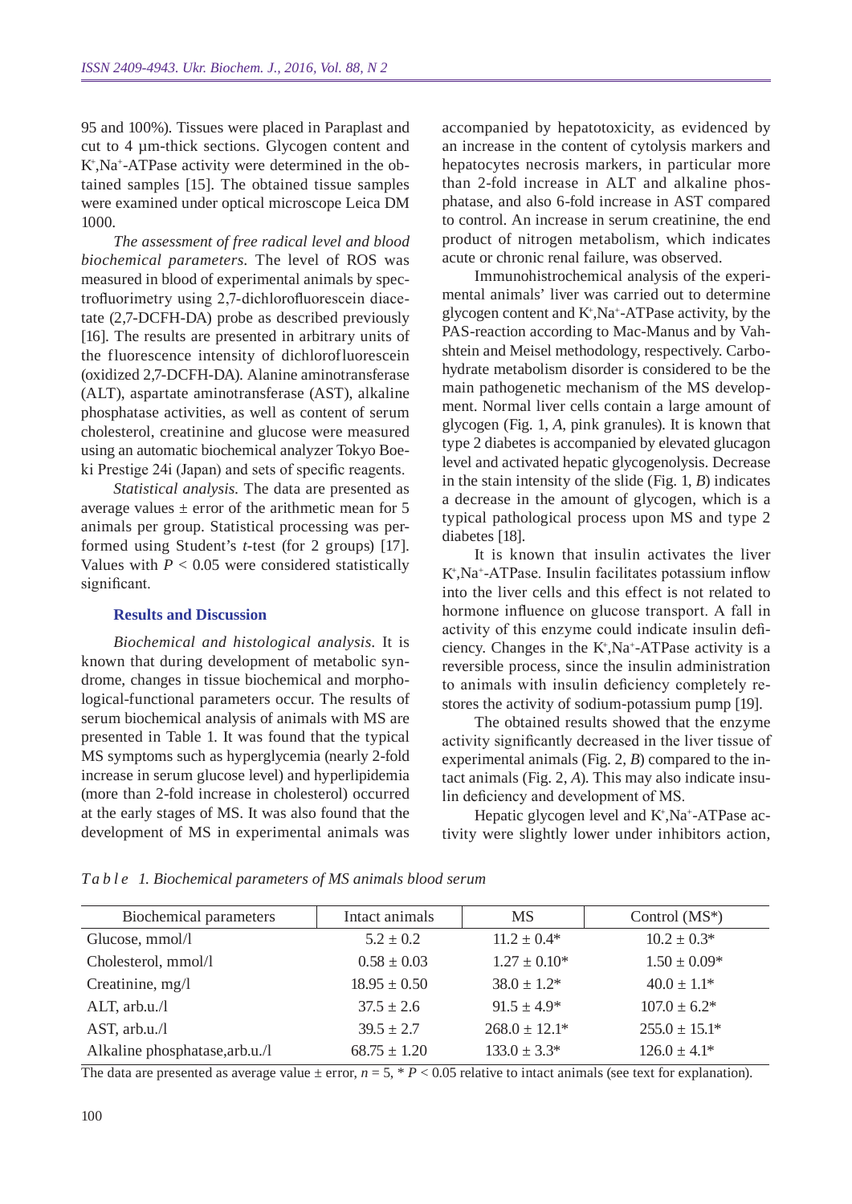95 and 100%). Tissues were placed in Paraplast and cut to 4 µm-thick sections. Glycogen content and $K^+$,$Na^+$-ATPase activity were determined in the obtained samples [15]. The obtained tissue samples were examined under optical microscope Leica DM 1000.

*The assessment of free radical level and blood biochemical parameters.* The level of ROS was measured in blood of experimental animals by spectrofluorimetry using 2,7-dichlorofluorescein diacetate (2,7-DCFH-DA) probe as described previously [16]. The results are presented in arbitrary units of the fluorescence intensity of dichlorofluorescein (oxidized 2,7-DCFH-DA). Alanine aminotransferase (ALT), aspartate aminotransferase (AST), alkaline phosphatase activities, as well as content of serum cholesterol, creatinine and glucose were measured using an automatic biochemical analyzer Tokyo Boeki Prestige 24i (Japan) and sets of specific reagents.

*Statistical analysis.* The data are presented as average values ± error of the arithmetic mean for 5 animals per group. Statistical processing was performed using Student's *t*-test (for 2 groups) [17]. Values with $P < 0.05$ were considered statistically significant.

## Results and Discussion

*Biochemical and histological analysis.* It is known that during development of metabolic syndrome, changes in tissue biochemical and morphological-functional parameters occur. The results of serum biochemical analysis of animals with MS are presented in Table 1. It was found that the typical MS symptoms such as hyperglycemia (nearly 2-fold increase in serum glucose level) and hyperlipidemia (more than 2-fold increase in cholesterol) occurred at the early stages of MS. It was also found that the development of MS in experimental animals was accompanied by hepatotoxicity, as evidenced by an increase in the content of cytolysis markers and hepatocytes necrosis markers, in particular more than 2-fold increase in ALT and alkaline phosphatase, and also 6-fold increase in AST compared to control. An increase in serum creatinine, the end product of nitrogen metabolism, which indicates acute or chronic renal failure, was observed.

Immunohistrochemical analysis of the experimental animals' liver was carried out to determine glycogen content and $K^+$,$Na^+$-ATPase activity, by the PAS-reaction according to Mac-Manus and by Vahshtein and Meisel methodology, respectively. Carbohydrate metabolism disorder is considered to be the main pathogenetic mechanism of the MS development. Normal liver cells contain a large amount of glycogen (Fig. 1, *A*, pink granules). It is known that type 2 diabetes is accompanied by elevated glucagon level and activated hepatic glycogenolysis. Decrease in the stain intensity of the slide (Fig. 1, *B*) indicates a decrease in the amount of glycogen, which is a typical pathological process upon MS and type 2 diabetes [18].

It is known that insulin activates the liver $K^+$,$Na^+$-ATPase. Insulin facilitates potassium inflow into the liver cells and this effect is not related to hormone influence on glucose transport. A fall in activity of this enzyme could indicate insulin deficiency. Changes in the $K^+$,$Na^+$-ATPase activity is a reversible process, since the insulin administration to animals with insulin deficiency completely restores the activity of sodium-potassium pump [19].

The obtained results showed that the enzyme activity significantly decreased in the liver tissue of experimental animals (Fig. 2, *B*) compared to the intact animals (Fig. 2, *A*). This may also indicate insulin deficiency and development of MS.

Hepatic glycogen level and $K^+$,$Na^+$-ATPase activity were slightly lower under inhibitors action,

*Table 1. Biochemical parameters of MS animals blood serum*

| Biochemical parameters | Intact animals | MS | Control (MS*) |
|---|---|---|---|
| Glucose, mmol/l | 5.2 ± 0.2 | 11.2 ± 0.4* | 10.2 ± 0.3* |
| Cholesterol, mmol/l | 0.58 ± 0.03 | 1.27 ± 0.10* | 1.50 ± 0.09* |
| Creatinine, mg/l | 18.95 ± 0.50 | 38.0 ± 1.2* | 40.0 ± 1.1* |
| ALT, arb.u./l | 37.5 ± 2.6 | 91.5 ± 4.9* | 107.0 ± 6.2* |
| AST, arb.u./l | 39.5 ± 2.7 | 268.0 ± 12.1* | 255.0 ± 15.1* |
| Alkaline phosphatase,arb.u./l | 68.75 ± 1.20 | 133.0 ± 3.3* | 126.0 ± 4.1* |

The data are presented as average value ± error, $n = 5$, * $P < 0.05$ relative to intact animals (see text for explanation).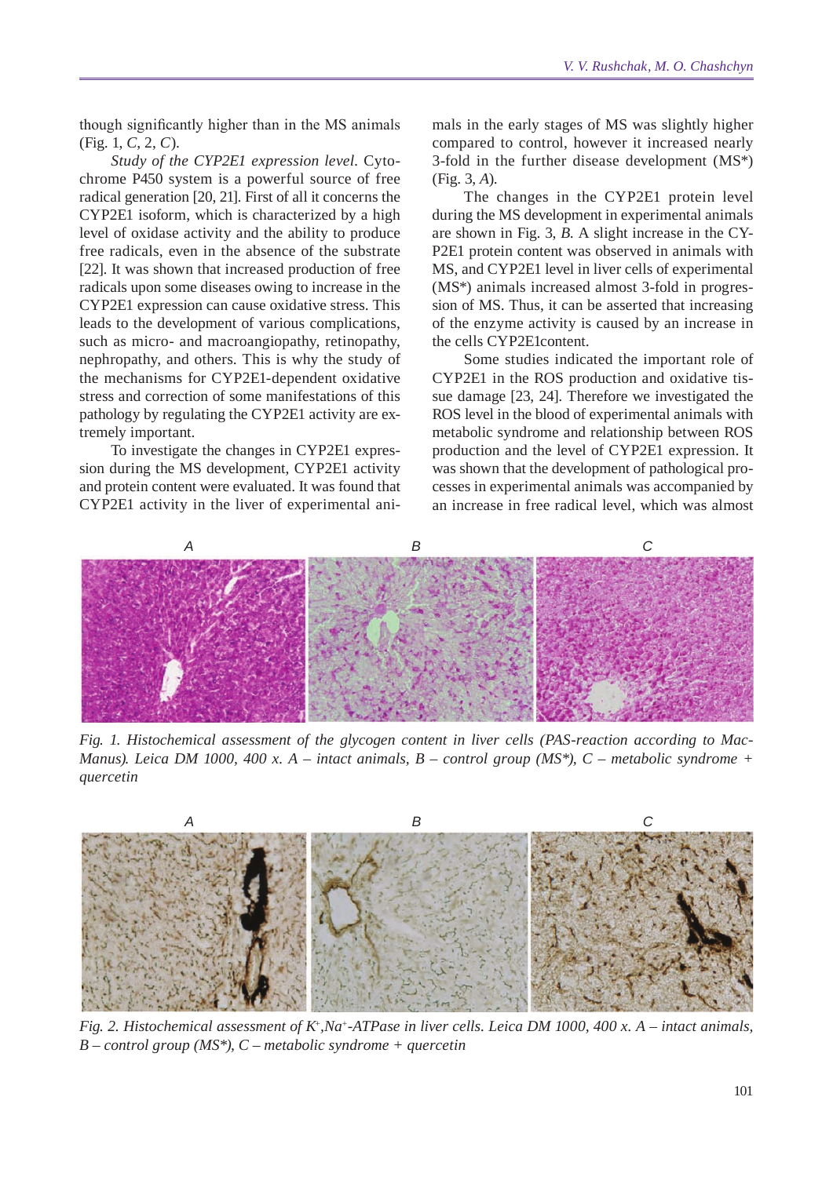though significantly higher than in the MS animals (Fig. 1, *C*, 2, *C*).

*Study of the CYP2E1 expression level.* Cytochrome P450 system is a powerful source of free radical generation [20, 21]. First of all it concerns the CYP2E1 isoform, which is characterized by a high level of oxidase activity and the ability to produce free radicals, even in the absence of the substrate [22]. It was shown that increased production of free radicals upon some diseases owing to increase in the CYP2E1 expression can cause oxidative stress. This leads to the development of various complications, such as micro- and macroangiopathy, retinopathy, nephropathy, and others. This is why the study of the mechanisms for CYP2E1-dependent oxidative stress and correction of some manifestations of this pathology by regulating the CYP2E1 activity are extremely important.

To investigate the changes in CYP2E1 expression during the MS development, CYP2E1 activity and protein content were evaluated. It was found that CYP2E1 activity in the liver of experimental animals in the early stages of MS was slightly higher compared to control, however it increased nearly 3-fold in the further disease development (MS*) (Fig. 3, *A*).

The changes in the CYP2E1 protein level during the MS development in experimental animals are shown in Fig. 3, *B*. A slight increase in the CYP2E1 protein content was observed in animals with MS, and CYP2E1 level in liver cells of experimental (MS*) animals increased almost 3-fold in progression of MS. Thus, it can be asserted that increasing of the enzyme activity is caused by an increase in the cells CYP2E1content.

Some studies indicated the important role of CYP2E1 in the ROS production and oxidative tissue damage [23, 24]. Therefore we investigated the ROS level in the blood of experimental animals with metabolic syndrome and relationship between ROS production and the level of CYP2E1 expression. It was shown that the development of pathological processes in experimental animals was accompanied by an increase in free radical level, which was almost

*Fig. 1. Histochemical assessment of the glycogen content in liver cells (PAS-reaction according to MacManus). Leica DM 1000, 400 x. A – intact animals, B – control group (MS\*), C – metabolic syndrome + quercetin*

*Fig. 2. Histochemical assessment of $K^+$,$Na^+$-ATPase in liver cells. Leica DM 1000, 400 x. A – intact animals, B – control group (MS\*), C – metabolic syndrome + quercetin*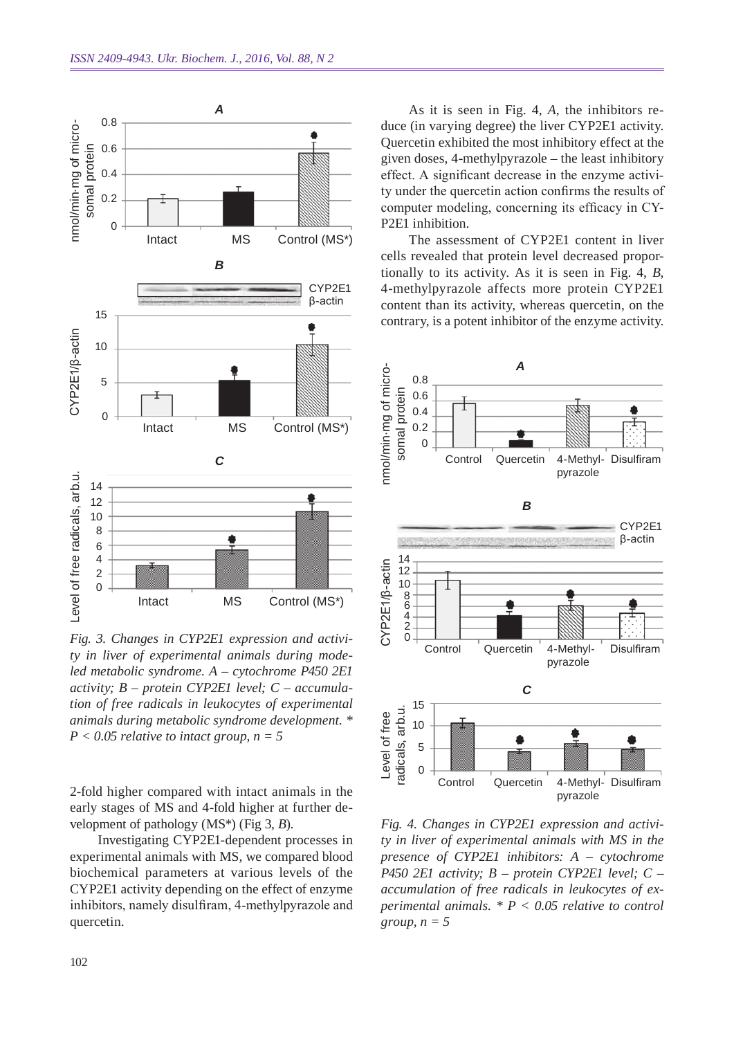Fig. 3. Changes in CYP2E1 expression and activity in liver of experimental animals during modeled metabolic syndrome. *A* – cytochrome P450 2E1 activity; *B* – protein CYP2E1 level; *C* – accumulation of free radicals in leukocytes of experimental animals during metabolic syndrome development. * $P < 0.05$ relative to intact group, $n = 5$

2-fold higher compared with intact animals in the early stages of MS and 4-fold higher at further development of pathology (MS*) (Fig 3, *B*).

Investigating CYP2E1-dependent processes in experimental animals with MS, we compared blood biochemical parameters at various levels of the CYP2E1 activity depending on the effect of enzyme inhibitors, namely disulfiram, 4-methylpyrazole and quercetin.

As it is seen in Fig. 4, *A*, the inhibitors reduce (in varying degree) the liver CYP2E1 activity. Quercetin exhibited the most inhibitory effect at the given doses, 4-methylpyrazole – the least inhibitory effect. A significant decrease in the enzyme activity under the quercetin action confirms the results of computer modeling, concerning its efficacy in CYP2E1 inhibition.

The assessment of CYP2E1 content in liver cells revealed that protein level decreased proportionally to its activity. As it is seen in Fig. 4, *B*, 4-methylpyrazole affects more protein CYP2E1 content than its activity, whereas quercetin, on the contrary, is a potent inhibitor of the enzyme activity.

Fig. 4. Changes in CYP2E1 expression and activity in liver of experimental animals with MS in the presence of CYP2E1 inhibitors: *A* – cytochrome P450 2E1 activity; *B* – protein CYP2E1 level; *C* – accumulation of free radicals in leukocytes of experimental animals. * $P < 0.05$ relative to control group, $n = 5$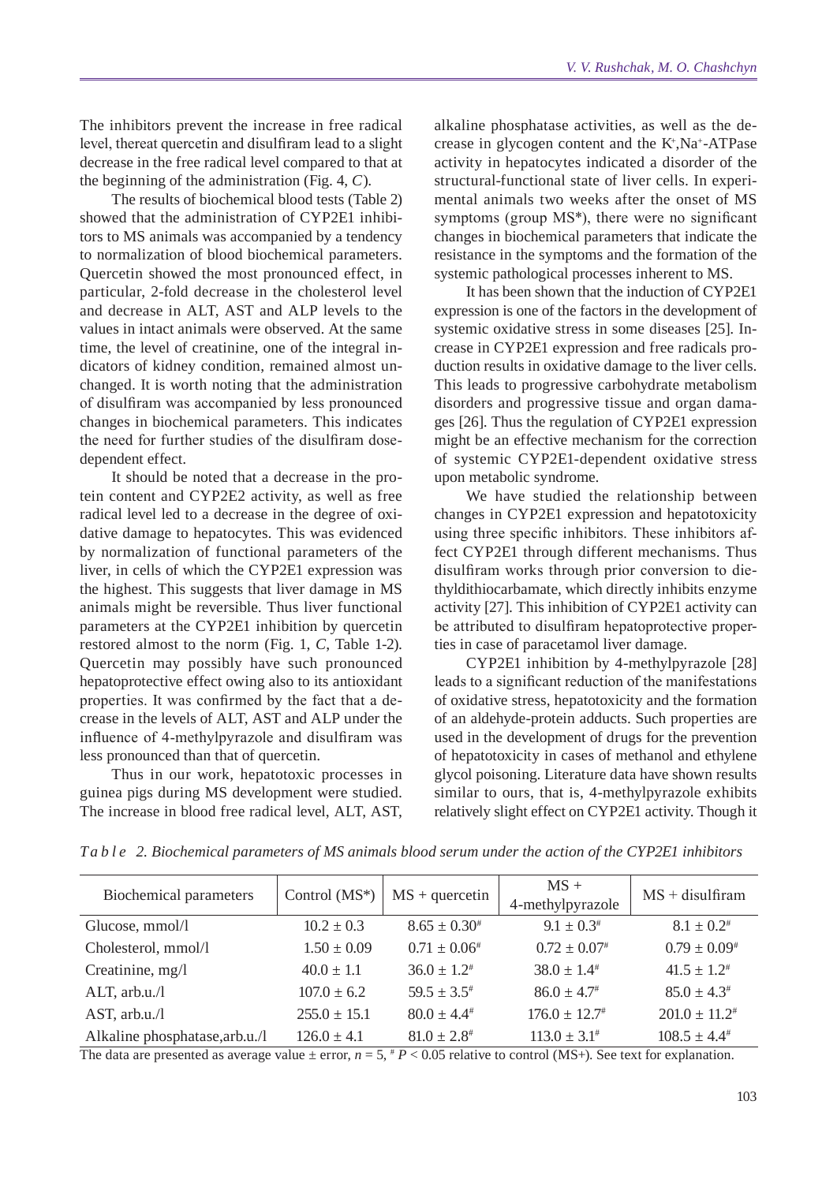The inhibitors prevent the increase in free radical level, thereat quercetin and disulfiram lead to a slight decrease in the free radical level compared to that at the beginning of the administration (Fig. 4, *C*).

The results of biochemical blood tests (Table 2) showed that the administration of CYP2E1 inhibitors to MS animals was accompanied by a tendency to normalization of blood biochemical parameters. Quercetin showed the most pronounced effect, in particular, 2-fold decrease in the cholesterol level and decrease in ALT, AST and ALP levels to the values in intact animals were observed. At the same time, the level of creatinine, one of the integral indicators of kidney condition, remained almost unchanged. It is worth noting that the administration of disulfiram was accompanied by less pronounced changes in biochemical parameters. This indicates the need for further studies of the disulfiram dose-dependent effect.

It should be noted that a decrease in the protein content and CYP2E2 activity, as well as free radical level led to a decrease in the degree of oxidative damage to hepatocytes. This was evidenced by normalization of functional parameters of the liver, in cells of which the CYP2E1 expression was the highest. This suggests that liver damage in MS animals might be reversible. Thus liver functional parameters at the CYP2E1 inhibition by quercetin restored almost to the norm (Fig. 1, *C*, Table 1-2). Quercetin may possibly have such pronounced hepatoprotective effect owing also to its antioxidant properties. It was confirmed by the fact that a decrease in the levels of ALT, AST and ALP under the influence of 4-methylpyrazole and disulfiram was less pronounced than that of quercetin.

Thus in our work, hepatotoxic processes in guinea pigs during MS development were studied. The increase in blood free radical level, ALT, AST, alkaline phosphatase activities, as well as the decrease in glycogen content and the $K^{+}$,$Na^{+}$-ATPase activity in hepatocytes indicated a disorder of the structural-functional state of liver cells. In experimental animals two weeks after the onset of MS symptoms (group MS*), there were no significant changes in biochemical parameters that indicate the resistance in the symptoms and the formation of the systemic pathological processes inherent to MS.

It has been shown that the induction of CYP2E1 expression is one of the factors in the development of systemic oxidative stress in some diseases [25]. Increase in CYP2E1 expression and free radicals production results in oxidative damage to the liver cells. This leads to progressive carbohydrate metabolism disorders and progressive tissue and organ damages [26]. Thus the regulation of CYP2E1 expression might be an effective mechanism for the correction of systemic CYP2E1-dependent oxidative stress upon metabolic syndrome.

We have studied the relationship between changes in CYP2E1 expression and hepatotoxicity using three specific inhibitors. These inhibitors affect CYP2E1 through different mechanisms. Thus disulfiram works through prior conversion to diethyldithiocarbamate, which directly inhibits enzyme activity [27]. This inhibition of CYP2E1 activity can be attributed to disulfiram hepatoprotective properties in case of paracetamol liver damage.

CYP2E1 inhibition by 4-methylpyrazole [28] leads to a significant reduction of the manifestations of oxidative stress, hepatotoxicity and the formation of an aldehyde-protein adducts. Such properties are used in the development of drugs for the prevention of hepatotoxicity in cases of methanol and ethylene glycol poisoning. Literature data have shown results similar to ours, that is, 4-methylpyrazole exhibits relatively slight effect on CYP2E1 activity. Though it

*Table 2. Biochemical parameters of MS animals blood serum under the action of the CYP2E1 inhibitors*

| Biochemical parameters | Control (MS*) | MS + quercetin | MS + 4-methylpyrazole | MS + disulfiram |
|---|---|---|---|---|
| Glucose, mmol/l | 10.2 ± 0.3 | 8.65 ± 0.30# | 9.1 ± 0.3# | 8.1 ± 0.2# |
| Cholesterol, mmol/l | 1.50 ± 0.09 | 0.71 ± 0.06# | 0.72 ± 0.07# | 0.79 ± 0.09# |
| Creatinine, mg/l | 40.0 ± 1.1 | 36.0 ± 1.2# | 38.0 ± 1.4# | 41.5 ± 1.2# |
| ALT, arb.u./l | 107.0 ± 6.2 | 59.5 ± 3.5# | 86.0 ± 4.7# | 85.0 ± 4.3# |
| AST, arb.u./l | 255.0 ± 15.1 | 80.0 ± 4.4# | 176.0 ± 12.7# | 201.0 ± 11.2# |
| Alkaline phosphatase,arb.u./l | 126.0 ± 4.1 | 81.0 ± 2.8# | 113.0 ± 3.1# | 108.5 ± 4.4# |

The data are presented as average value ± error, $n = 5$, # $P < 0.05$ relative to control (MS+). See text for explanation.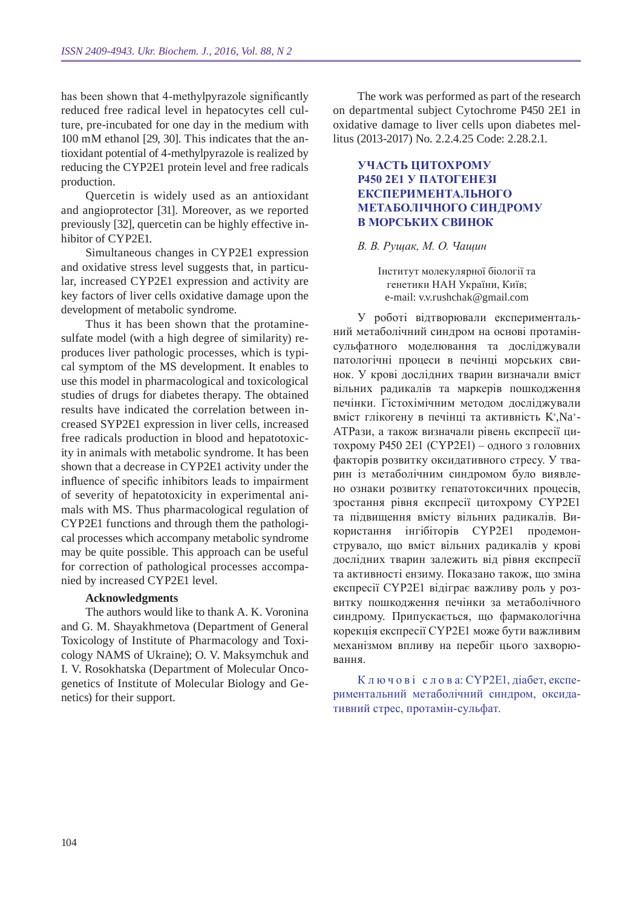has been shown that 4-methylpyrazole significantly reduced free radical level in hepatocytes cell culture, pre-incubated for one day in the medium with 100 mM ethanol [29, 30]. This indicates that the antioxidant potential of 4-methylpyrazole is realized by reducing the CYP2E1 protein level and free radicals production.

Quercetin is widely used as an antioxidant and angioprotector [31]. Moreover, as we reported previously [32], quercetin can be highly effective inhibitor of CYP2E1.

Simultaneous changes in CYP2E1 expression and oxidative stress level suggests that, in particular, increased CYP2E1 expression and activity are key factors of liver cells oxidative damage upon the development of metabolic syndrome.

Thus it has been shown that the protamine-sulfate model (with a high degree of similarity) reproduces liver pathologic processes, which is typical symptom of the MS development. It enables to use this model in pharmacological and toxicological studies of drugs for diabetes therapy. The obtained results have indicated the correlation between increased SYP2E1 expression in liver cells, increased free radicals production in blood and hepatotoxicity in animals with metabolic syndrome. It has been shown that a decrease in CYP2E1 activity under the influence of specific inhibitors leads to impairment of severity of hepatotoxicity in experimental animals with MS. Thus pharmacological regulation of CYP2E1 functions and through them the pathological processes which accompany metabolic syndrome may be quite possible. This approach can be useful for correction of pathological processes accompanied by increased CYP2E1 level.

### Acknowledgments

The authors would like to thank A. K. Voronina and G. M. Shayakhmetova (Department of General Toxicology of Institute of Pharmacology and Toxicology NAMS of Ukraine); O. V. Maksymchuk and I. V. Rosokhatska (Department of Molecular Oncogenetics of Institute of Molecular Biology and Genetics) for their support.

The work was performed as part of the research on departmental subject Cytochrome P450 2E1 in oxidative damage to liver cells upon diabetes mellitus (2013-2017) No. 2.2.4.25 Code: 2.28.2.1.

## УЧАСТЬ ЦИТОХРОМУ Р450 2Е1 У ПАТОГЕНЕЗІ ЕКСПЕРИМЕНТАЛЬНОГО МЕТАБОЛІЧНОГО СИНДРОМУ В МОРСЬКИХ СВИНОК

*В. В. Рущак, М. О. Чащин*

Інститут молекулярної біології та генетики НАН України, Київ;
e-mail: v.v.rushchak@gmail.com

У роботі відтворювали експериментальний метаболічний синдром на основі протамінсульфатного моделювання та досліджували патологічні процеси в печінці морських свинок. У крові дослідних тварин визначали вміст вільних радикалів та маркерів пошкодження печінки. Гістохімічним методом досліджували вміст глікогену в печінці та активність $K^+$,$Na^+$-АТРази, а також визначали рівень експресії цитохрому Р450 2Е1 (CYP2E1) – одного з головних факторів розвитку оксидативного стресу. У тварин із метаболічним синдромом було виявлено ознаки розвитку гепатотоксичних процесів, зростання рівня експресії цитохрому CYP2E1 та підвищення вмісту вільних радикалів. Використання інгібіторів CYP2E1 продемонструвало, що вміст вільних радикалів у крові дослідних тварин залежить від рівня експресії та активності ензиму. Показано також, що зміна експресії CYP2E1 відіграє важливу роль у розвитку пошкодження печінки за метаболічного синдрому. Припускається, що фармакологічна корекція експресії CYP2E1 може бути важливим механізмом впливу на перебіг цього захворювання.

Ключові слова: CYP2E1, діабет, експериментальний метаболічний синдром, оксидативний стрес, протамін-сульфат.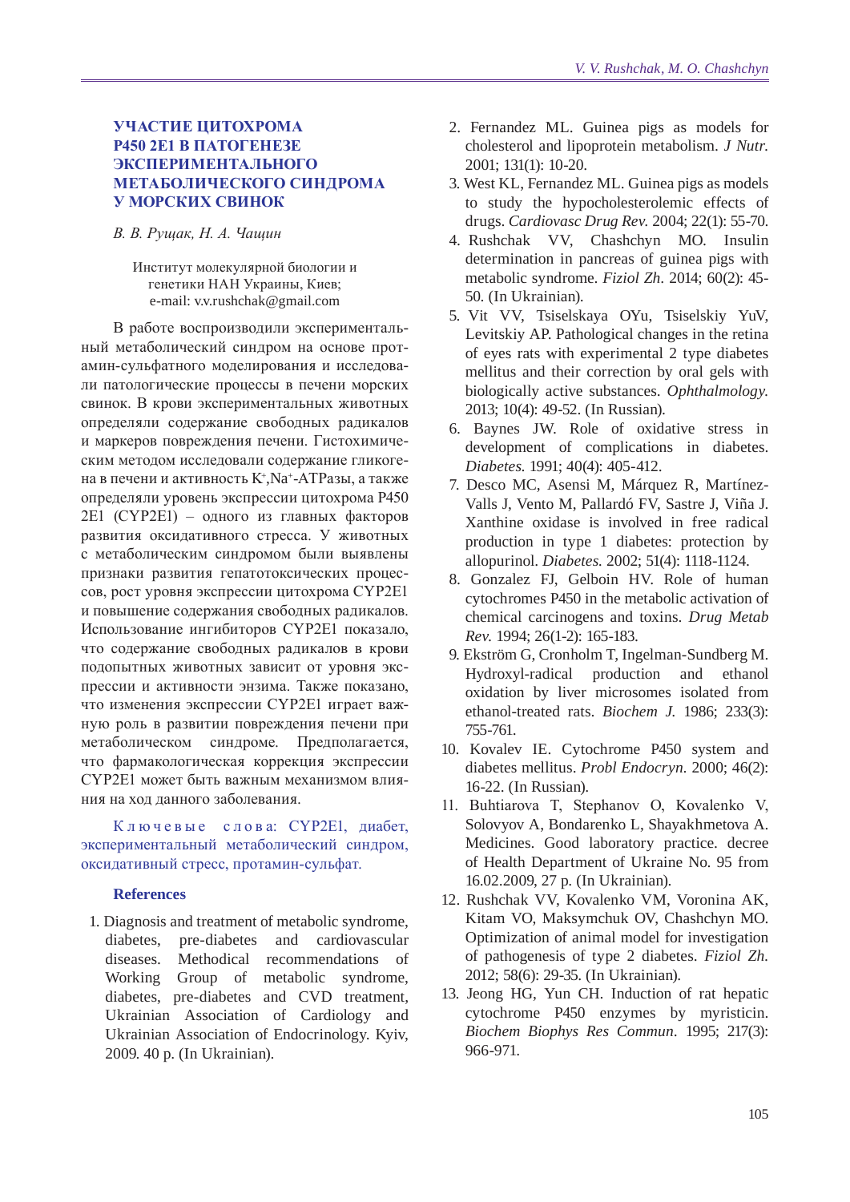## УЧАСТИЕ ЦИТОХРОМА Р450 2Е1 В ПАТОГЕНЕЗЕ ЭКСПЕРИМЕНТАЛЬНОГО МЕТАБОЛИЧЕСКОГО СИНДРОМА У МОРСКИХ СВИНОК

*В. В. Рущак, Н. А. Чащин*

Институт молекулярной биологии и генетики НАН Украины, Киев;
e-mail: v.v.rushchak@gmail.com

В работе воспроизводили экспериментальный метаболический синдром на основе протамин-сульфатного моделирования и исследовали патологические процессы в печени морских свинок. В крови экспериментальных животных определяли содержание свободных радикалов и маркеров повреждения печени. Гистохимическим методом исследовали содержание гликогена в печени и активность $K^+$,$Na^+$-АТРазы, а также определяли уровень экспрессии цитохрома Р450 2Е1 (CYP2E1) – одного из главных факторов развития оксидативного стресса. У животных с метаболическим синдромом были выявлены признаки развития гепатотоксических процессов, рост уровня экспрессии цитохрома CYP2E1 и повышение содержания свободных радикалов. Использование ингибиторов CYP2E1 показало, что содержание свободных радикалов в крови подопытных животных зависит от уровня экспрессии и активности энзима. Также показано, что изменения экспрессии CYP2E1 играет важную роль в развитии повреждения печени при метаболическом синдроме. Предполагается, что фармакологическая коррекция экспрессии CYP2E1 может быть важным механизмом влияния на ход данного заболевания.

К л ю ч е в ы е  с л о в а: CYP2E1, диабет, экспериментальный метаболический синдром, оксидативный стресс, протамин-сульфат.

### References

1. Diagnosis and treatment of metabolic syndrome, diabetes, pre-diabetes and cardiovascular diseases. Methodical recommendations of Working Group of metabolic syndrome, diabetes, pre-diabetes and CVD treatment, Ukrainian Association of Cardiology and Ukrainian Association of Endocrinology. Kyiv, 2009. 40 p. (In Ukrainian).
2. Fernandez ML. Guinea pigs as models for cholesterol and lipoprotein metabolism. *J Nutr.* 2001; 131(1): 10-20.
3. West KL, Fernandez ML. Guinea pigs as models to study the hypocholesterolemic effects of drugs. *Cardiovasc Drug Rev.* 2004; 22(1): 55-70.
4. Rushchak VV, Chashchyn MO. Insulin determination in pancreas of guinea pigs with metabolic syndrome. *Fiziol Zh*. 2014; 60(2): 45-50. (In Ukrainian).
5. Vit VV, Tsiselskaya OYu, Tsiselskiy YuV, Levitskiy AP. Pathological changes in the retina of eyes rats with experimental 2 type diabetes mellitus and their correction by oral gels with biologically active substances. *Ophthalmology.* 2013; 10(4): 49-52. (In Russian).
6. Baynes JW. Role of oxidative stress in development of complications in diabetes. *Diabetes.* 1991; 40(4): 405-412.
7. Desco MC, Asensi M, Márquez R, Martínez-Valls J, Vento M, Pallardó FV, Sastre J, Viña J. Xanthine oxidase is involved in free radical production in type 1 diabetes: protection by allopurinol. *Diabetes.* 2002; 51(4): 1118-1124.
8. Gonzalez FJ, Gelboin HV. Role of human cytochromes P450 in the metabolic activation of chemical carcinogens and toxins. *Drug Metab Rev.* 1994; 26(1-2): 165-183.
9. Ekström G, Cronholm T, Ingelman-Sundberg M. Hydroxyl-radical production and ethanol oxidation by liver microsomes isolated from ethanol-treated rats. *Biochem J.* 1986; 233(3): 755-761.
10. Kovalev IE. Cytochrome P450 system and diabetes mellitus. *Probl Endocryn.* 2000; 46(2): 16-22. (In Russian).
11. Buhtiarova T, Stephanov O, Kovalenko V, Solovyov A, Bondarenko L, Shayakhmetova A. Medicines. Good laboratory practice. decree of Health Department of Ukraine No. 95 from 16.02.2009, 27 p. (In Ukrainian).
12. Rushchak VV, Kovalenko VM, Voronina AK, Kitam VO, Maksymchuk OV, Chashchyn MO. Optimization of animal model for investigation of pathogenesis of type 2 diabetes. *Fiziol Zh.* 2012; 58(6): 29-35. (In Ukrainian).
13. Jeong HG, Yun CH. Induction of rat hepatic cytochrome P450 enzymes by myristicin. *Biochem Biophys Res Commun*. 1995; 217(3): 966-971.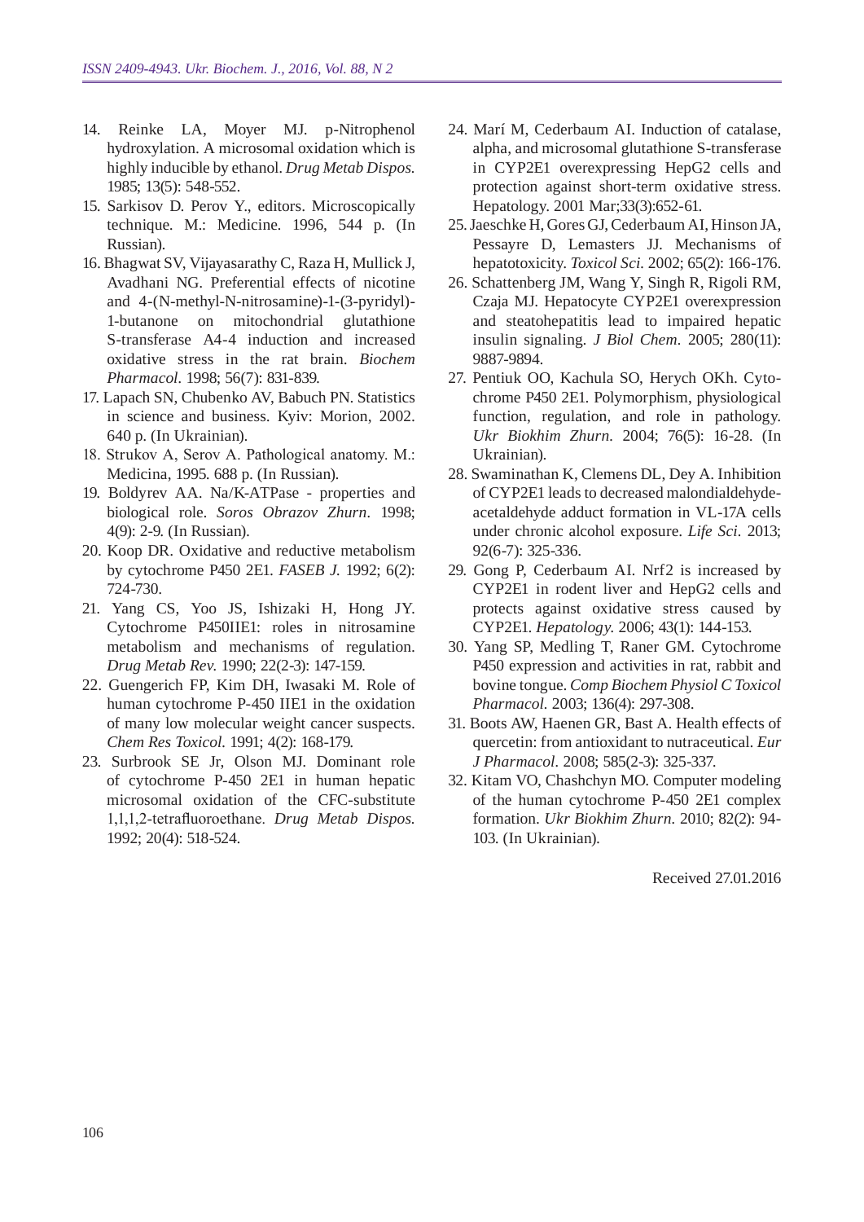14. Reinke LA, Moyer MJ. p-Nitrophenol hydroxylation. A microsomal oxidation which is highly inducible by ethanol. *Drug Metab Dispos.* 1985; 13(5): 548-552.
15. Sarkisov D. Perov Y., editors. Microscopically technique. M.: Medicine. 1996, 544 p. (In Russian).
16. Bhagwat SV, Vijayasarathy C, Raza H, Mullick J, Avadhani NG. Preferential effects of nicotine and 4-(N-methyl-N-nitrosamine)-1-(3-pyridyl)-1-butanone on mitochondrial glutathione S-transferase A4-4 induction and increased oxidative stress in the rat brain. *Biochem Pharmacol.* 1998; 56(7): 831-839.
17. Lapach SN, Chubenko AV, Babuch PN. Statistics in science and business. Kyiv: Morion, 2002. 640 p. (In Ukrainian).
18. Strukov A, Serov A. Pathological anatomy. M.: Medicina, 1995. 688 p. (In Russian).
19. Boldyrev AA. Na/K-ATPase - properties and biological role. *Soros Obrazov Zhurn.* 1998; 4(9): 2-9. (In Russian).
20. Koop DR. Oxidative and reductive metabolism by cytochrome P450 2E1. *FASEB J.* 1992; 6(2): 724-730.
21. Yang CS, Yoo JS, Ishizaki H, Hong JY. Cytochrome P450IIE1: roles in nitrosamine metabolism and mechanisms of regulation. *Drug Metab Rev.* 1990; 22(2-3): 147-159.
22. Guengerich FP, Kim DH, Iwasaki M. Role of human cytochrome P-450 IIE1 in the oxidation of many low molecular weight cancer suspects. *Chem Res Toxicol.* 1991; 4(2): 168-179.
23. Surbrook SE Jr, Olson MJ. Dominant role of cytochrome P-450 2E1 in human hepatic microsomal oxidation of the CFC-substitute 1,1,1,2-tetrafluoroethane. *Drug Metab Dispos.* 1992; 20(4): 518-524.
24. Marí M, Cederbaum AI. Induction of catalase, alpha, and microsomal glutathione S-transferase in CYP2E1 overexpressing HepG2 cells and protection against short-term oxidative stress. Hepatology. 2001 Mar;33(3):652-61.
25. Jaeschke H, Gores GJ, Cederbaum AI, Hinson JA, Pessayre D, Lemasters JJ. Mechanisms of hepatotoxicity. *Toxicol Sci.* 2002; 65(2): 166-176.
26. Schattenberg JM, Wang Y, Singh R, Rigoli RM, Czaja MJ. Hepatocyte CYP2E1 overexpression and steatohepatitis lead to impaired hepatic insulin signaling. *J Biol Chem.* 2005; 280(11): 9887-9894.
27. Pentiuk OO, Kachula SO, Herych OKh. Cytochrome P450 2E1. Polymorphism, physiological function, regulation, and role in pathology. *Ukr Biokhim Zhurn.* 2004; 76(5): 16-28. (In Ukrainian).
28. Swaminathan K, Clemens DL, Dey A. Inhibition of CYP2E1 leads to decreased malondialdehyde-acetaldehyde adduct formation in VL-17A cells under chronic alcohol exposure. *Life Sci.* 2013; 92(6-7): 325-336.
29. Gong P, Cederbaum AI. Nrf2 is increased by CYP2E1 in rodent liver and HepG2 cells and protects against oxidative stress caused by CYP2E1. *Hepatology.* 2006; 43(1): 144-153.
30. Yang SP, Medling T, Raner GM. Cytochrome P450 expression and activities in rat, rabbit and bovine tongue. *Comp Biochem Physiol C Toxicol Pharmacol.* 2003; 136(4): 297-308.
31. Boots AW, Haenen GR, Bast A. Health effects of quercetin: from antioxidant to nutraceutical. *Eur J Pharmacol.* 2008; 585(2-3): 325-337.
32. Kitam VO, Chashchyn MO. Computer modeling of the human cytochrome P-450 2E1 complex formation. *Ukr Biokhim Zhurn.* 2010; 82(2): 94-103. (In Ukrainian).

Received 27.01.2016